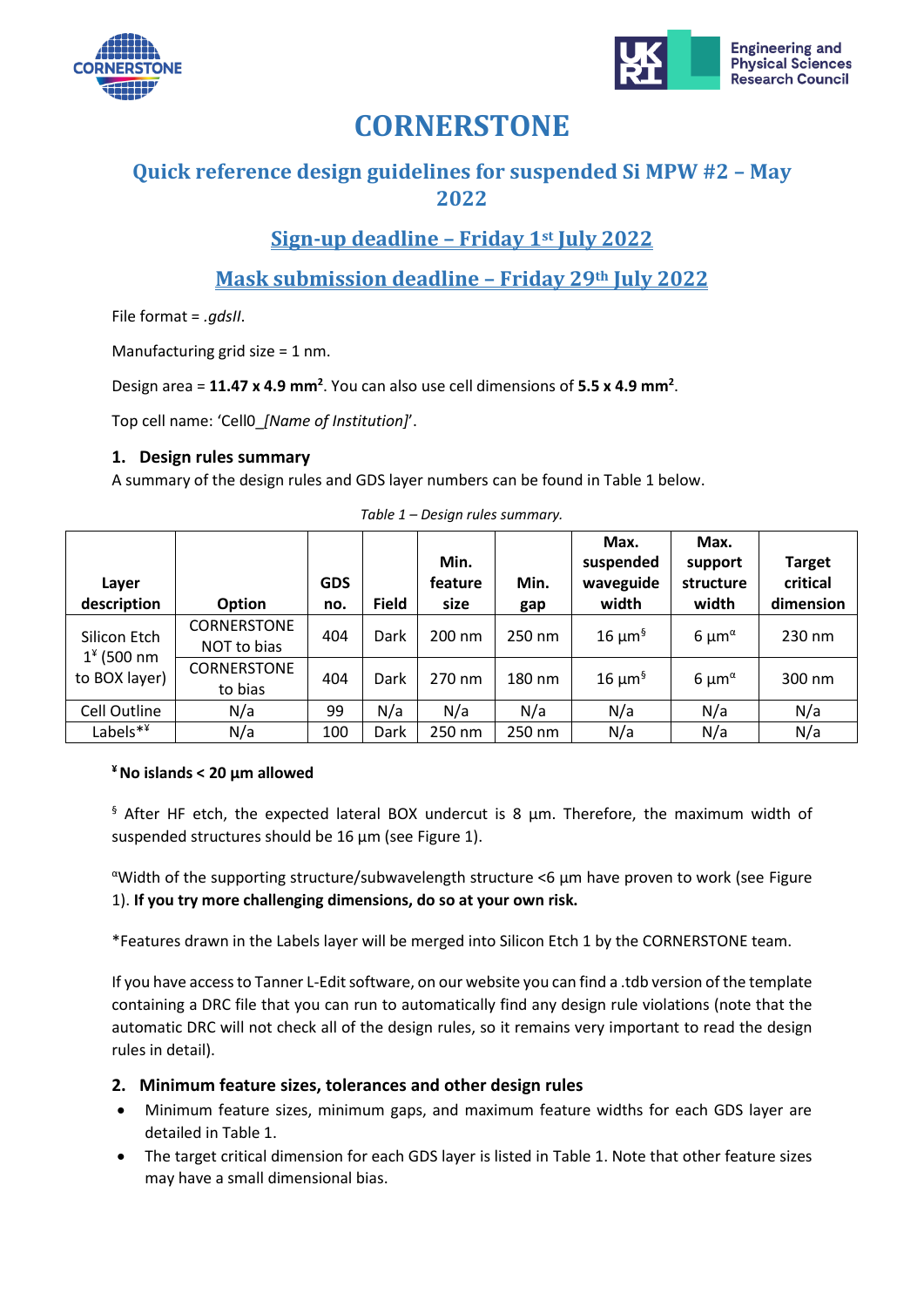# CORNERSTONE

## Quick reference design guidelines for suspended Si MPW #2 – May 2022

## Sign-up deadline – Friday 1st July 2022

## Mask submission deadline – Friday 29th July 2022

File format = *.gdsII*.

Manufacturing grid size = 1 nm.

Design area = **11.47 x 4.9 mm²**. You can also use cell dimensions of **5.5 x 4.9 mm²**.

Top cell name: 'Cell0_*[Name of Institution]*'.

### 1. Design rules summary

A summary of the design rules and GDS layer numbers can be found in Table 1 below.

*Table 1 – Design rules summary.*

| Layer description | Option | GDS no. | Field | Min. feature size | Min. gap | Max. suspended waveguide width | Max. support structure width | Target critical dimension |
|---|---|---|---|---|---|---|---|---|
| Silicon Etch 1[¥] (500 nm to BOX layer) | CORNERSTONE NOT to bias | 404 | Dark | 200 nm | 250 nm | 16 µm[§] | 6 µm[α] | 230 nm |
| | CORNERSTONE to bias | 404 | Dark | 270 nm | 180 nm | 16 µm[§] | 6 µm[α] | 300 nm |
| Cell Outline | N/a | 99 | N/a | N/a | N/a | N/a | N/a | N/a |
| Labels*[¥] | N/a | 100 | Dark | 250 nm | 250 nm | N/a | N/a | N/a |

[¥] **No islands < 20 µm allowed**

[§] After HF etch, the expected lateral BOX undercut is 8 µm. Therefore, the maximum width of suspended structures should be 16 µm (see Figure 1).

[α]Width of the supporting structure/subwavelength structure <6 µm have proven to work (see Figure 1). **If you try more challenging dimensions, do so at your own risk.**

*Features drawn in the Labels layer will be merged into Silicon Etch 1 by the CORNERSTONE team.

If you have access to Tanner L-Edit software, on our website you can find a .tdb version of the template containing a DRC file that you can run to automatically find any design rule violations (note that the automatic DRC will not check all of the design rules, so it remains very important to read the design rules in detail).

### 2. Minimum feature sizes, tolerances and other design rules

- Minimum feature sizes, minimum gaps, and maximum feature widths for each GDS layer are detailed in Table 1.
- The target critical dimension for each GDS layer is listed in Table 1. Note that other feature sizes may have a small dimensional bias.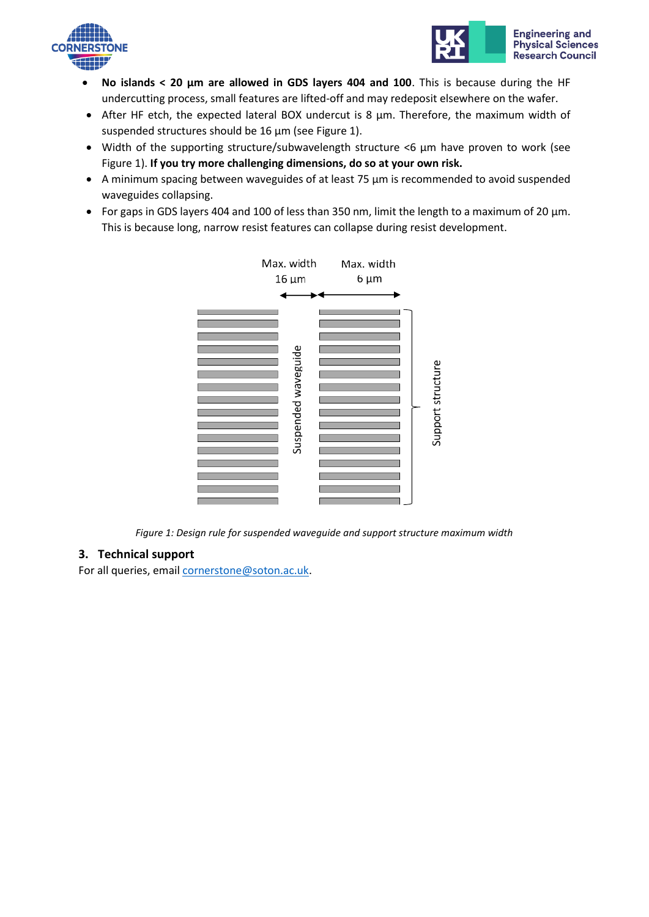- **No islands < 20 µm are allowed in GDS layers 404 and 100**. This is because during the HF undercutting process, small features are lifted-off and may redeposit elsewhere on the wafer.
- After HF etch, the expected lateral BOX undercut is 8 µm. Therefore, the maximum width of suspended structures should be 16 µm (see Figure 1).
- Width of the supporting structure/subwavelength structure <6 µm have proven to work (see Figure 1). **If you try more challenging dimensions, do so at your own risk.**
- A minimum spacing between waveguides of at least 75 µm is recommended to avoid suspended waveguides collapsing.
- For gaps in GDS layers 404 and 100 of less than 350 nm, limit the length to a maximum of 20 µm. This is because long, narrow resist features can collapse during resist development.

Max. width
16 µm

Max. width
6 µm

Suspended waveguide

Support structure

*Figure 1: Design rule for suspended waveguide and support structure maximum width*

## 3. Technical support

For all queries, email cornerstone@soton.ac.uk.